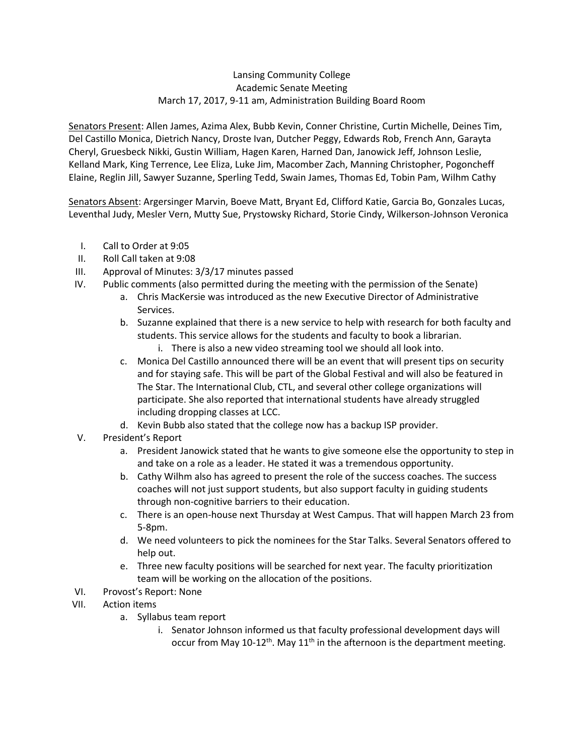Lansing Community College
Academic Senate Meeting
March 17, 2017, 9-11 am, Administration Building Board Room

Senators Present: Allen James, Azima Alex, Bubb Kevin, Conner Christine, Curtin Michelle, Deines Tim, Del Castillo Monica, Dietrich Nancy, Droste Ivan, Dutcher Peggy, Edwards Rob, French Ann, Garayta Cheryl, Gruesbeck Nikki, Gustin William, Hagen Karen, Harned Dan, Janowick Jeff, Johnson Leslie, Kelland Mark, King Terrence, Lee Eliza, Luke Jim, Macomber Zach, Manning Christopher, Pogoncheff Elaine, Reglin Jill, Sawyer Suzanne, Sperling Tedd, Swain James, Thomas Ed, Tobin Pam, Wilhm Cathy

Senators Absent: Argersinger Marvin, Boeve Matt, Bryant Ed, Clifford Katie, Garcia Bo, Gonzales Lucas, Leventhal Judy, Mesler Vern, Mutty Sue, Prystowsky Richard, Storie Cindy, Wilkerson-Johnson Veronica

I. Call to Order at 9:05
II. Roll Call taken at 9:08
III. Approval of Minutes: 3/3/17 minutes passed
IV. Public comments (also permitted during the meeting with the permission of the Senate)
    a. Chris MacKersie was introduced as the new Executive Director of Administrative Services.
    b. Suzanne explained that there is a new service to help with research for both faculty and students. This service allows for the students and faculty to book a librarian.
        i. There is also a new video streaming tool we should all look into.
    c. Monica Del Castillo announced there will be an event that will present tips on security and for staying safe. This will be part of the Global Festival and will also be featured in The Star. The International Club, CTL, and several other college organizations will participate. She also reported that international students have already struggled including dropping classes at LCC.
    d. Kevin Bubb also stated that the college now has a backup ISP provider.
V. President's Report
    a. President Janowick stated that he wants to give someone else the opportunity to step in and take on a role as a leader. He stated it was a tremendous opportunity.
    b. Cathy Wilhm also has agreed to present the role of the success coaches. The success coaches will not just support students, but also support faculty in guiding students through non-cognitive barriers to their education.
    c. There is an open-house next Thursday at West Campus. That will happen March 23 from 5-8pm.
    d. We need volunteers to pick the nominees for the Star Talks. Several Senators offered to help out.
    e. Three new faculty positions will be searched for next year. The faculty prioritization team will be working on the allocation of the positions.
VI. Provost's Report: None
VII. Action items
    a. Syllabus team report
        i. Senator Johnson informed us that faculty professional development days will occur from May 10-12th. May 11th in the afternoon is the department meeting.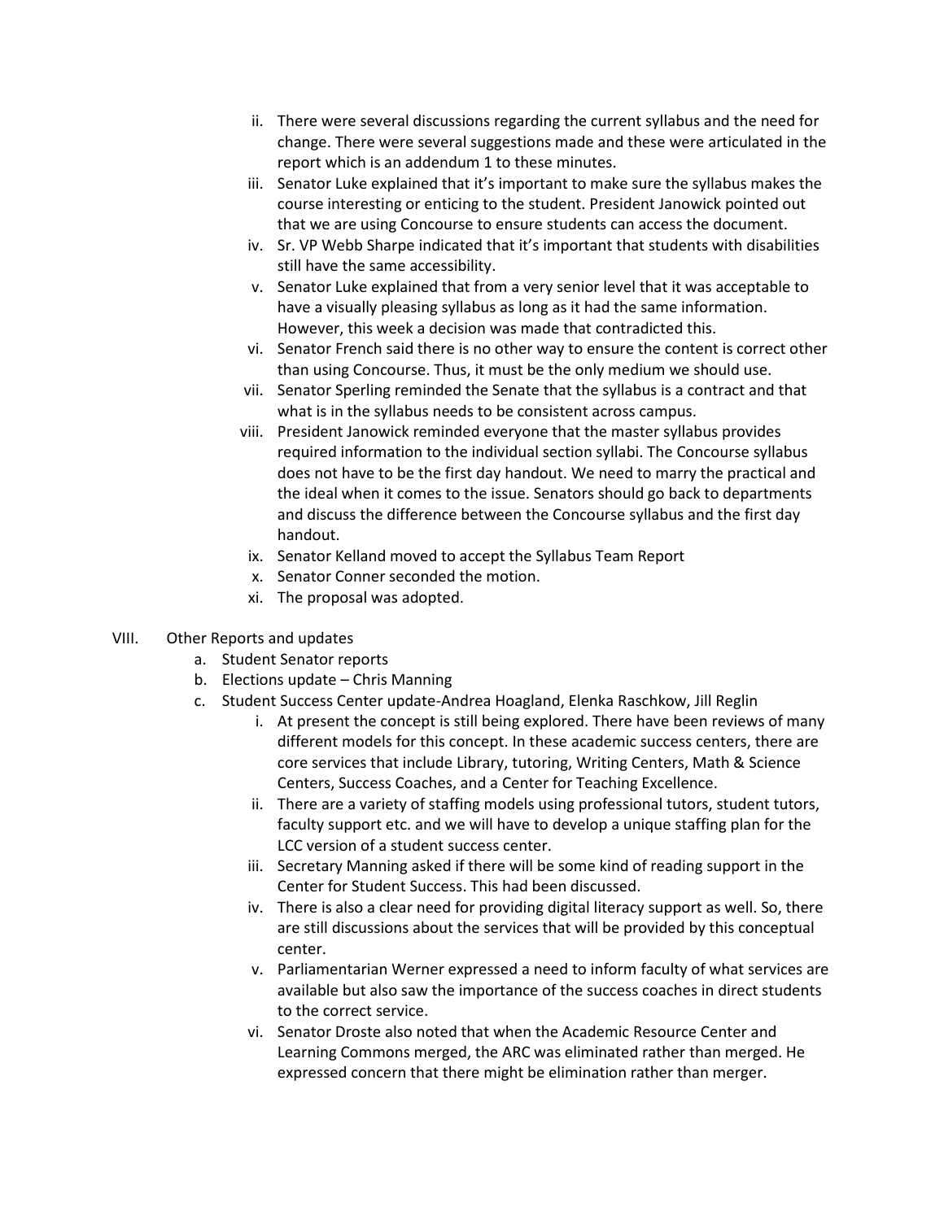ii. There were several discussions regarding the current syllabus and the need for change. There were several suggestions made and these were articulated in the report which is an addendum 1 to these minutes.

iii. Senator Luke explained that it's important to make sure the syllabus makes the course interesting or enticing to the student. President Janowick pointed out that we are using Concourse to ensure students can access the document.

iv. Sr. VP Webb Sharpe indicated that it's important that students with disabilities still have the same accessibility.

v. Senator Luke explained that from a very senior level that it was acceptable to have a visually pleasing syllabus as long as it had the same information. However, this week a decision was made that contradicted this.

vi. Senator French said there is no other way to ensure the content is correct other than using Concourse. Thus, it must be the only medium we should use.

vii. Senator Sperling reminded the Senate that the syllabus is a contract and that what is in the syllabus needs to be consistent across campus.

viii. President Janowick reminded everyone that the master syllabus provides required information to the individual section syllabi. The Concourse syllabus does not have to be the first day handout. We need to marry the practical and the ideal when it comes to the issue. Senators should go back to departments and discuss the difference between the Concourse syllabus and the first day handout.

ix. Senator Kelland moved to accept the Syllabus Team Report

x. Senator Conner seconded the motion.

xi. The proposal was adopted.

VIII. Other Reports and updates

a. Student Senator reports

b. Elections update – Chris Manning

c. Student Success Center update-Andrea Hoagland, Elenka Raschkow, Jill Reglin

i. At present the concept is still being explored. There have been reviews of many different models for this concept. In these academic success centers, there are core services that include Library, tutoring, Writing Centers, Math & Science Centers, Success Coaches, and a Center for Teaching Excellence.

ii. There are a variety of staffing models using professional tutors, student tutors, faculty support etc. and we will have to develop a unique staffing plan for the LCC version of a student success center.

iii. Secretary Manning asked if there will be some kind of reading support in the Center for Student Success. This had been discussed.

iv. There is also a clear need for providing digital literacy support as well. So, there are still discussions about the services that will be provided by this conceptual center.

v. Parliamentarian Werner expressed a need to inform faculty of what services are available but also saw the importance of the success coaches in direct students to the correct service.

vi. Senator Droste also noted that when the Academic Resource Center and Learning Commons merged, the ARC was eliminated rather than merged. He expressed concern that there might be elimination rather than merger.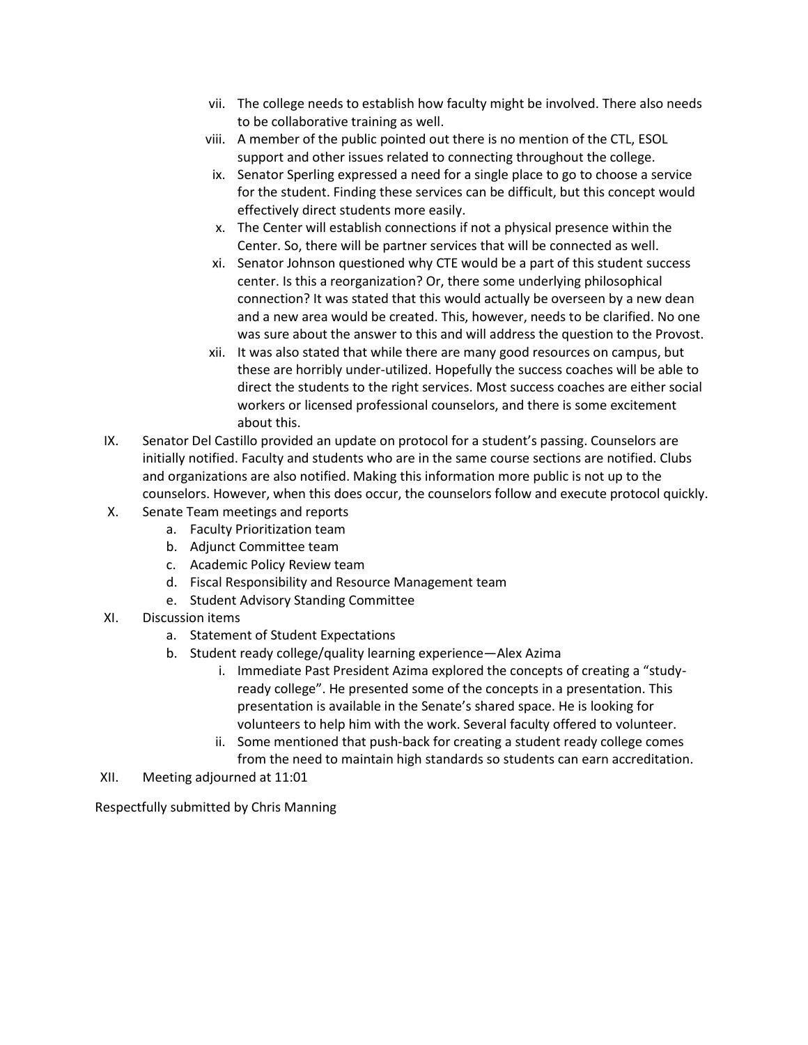vii. The college needs to establish how faculty might be involved. There also needs to be collaborative training as well.

viii. A member of the public pointed out there is no mention of the CTL, ESOL support and other issues related to connecting throughout the college.

ix. Senator Sperling expressed a need for a single place to go to choose a service for the student. Finding these services can be difficult, but this concept would effectively direct students more easily.

x. The Center will establish connections if not a physical presence within the Center. So, there will be partner services that will be connected as well.

xi. Senator Johnson questioned why CTE would be a part of this student success center. Is this a reorganization? Or, there some underlying philosophical connection? It was stated that this would actually be overseen by a new dean and a new area would be created. This, however, needs to be clarified. No one was sure about the answer to this and will address the question to the Provost.

xii. It was also stated that while there are many good resources on campus, but these are horribly under-utilized. Hopefully the success coaches will be able to direct the students to the right services. Most success coaches are either social workers or licensed professional counselors, and there is some excitement about this.

IX. Senator Del Castillo provided an update on protocol for a student's passing. Counselors are initially notified. Faculty and students who are in the same course sections are notified. Clubs and organizations are also notified. Making this information more public is not up to the counselors. However, when this does occur, the counselors follow and execute protocol quickly.

X. Senate Team meetings and reports
   a. Faculty Prioritization team
   b. Adjunct Committee team
   c. Academic Policy Review team
   d. Fiscal Responsibility and Resource Management team
   e. Student Advisory Standing Committee

XI. Discussion items
   a. Statement of Student Expectations
   b. Student ready college/quality learning experience—Alex Azima
      i. Immediate Past President Azima explored the concepts of creating a "study-ready college". He presented some of the concepts in a presentation. This presentation is available in the Senate's shared space. He is looking for volunteers to help him with the work. Several faculty offered to volunteer.
      ii. Some mentioned that push-back for creating a student ready college comes from the need to maintain high standards so students can earn accreditation.

XII. Meeting adjourned at 11:01

Respectfully submitted by Chris Manning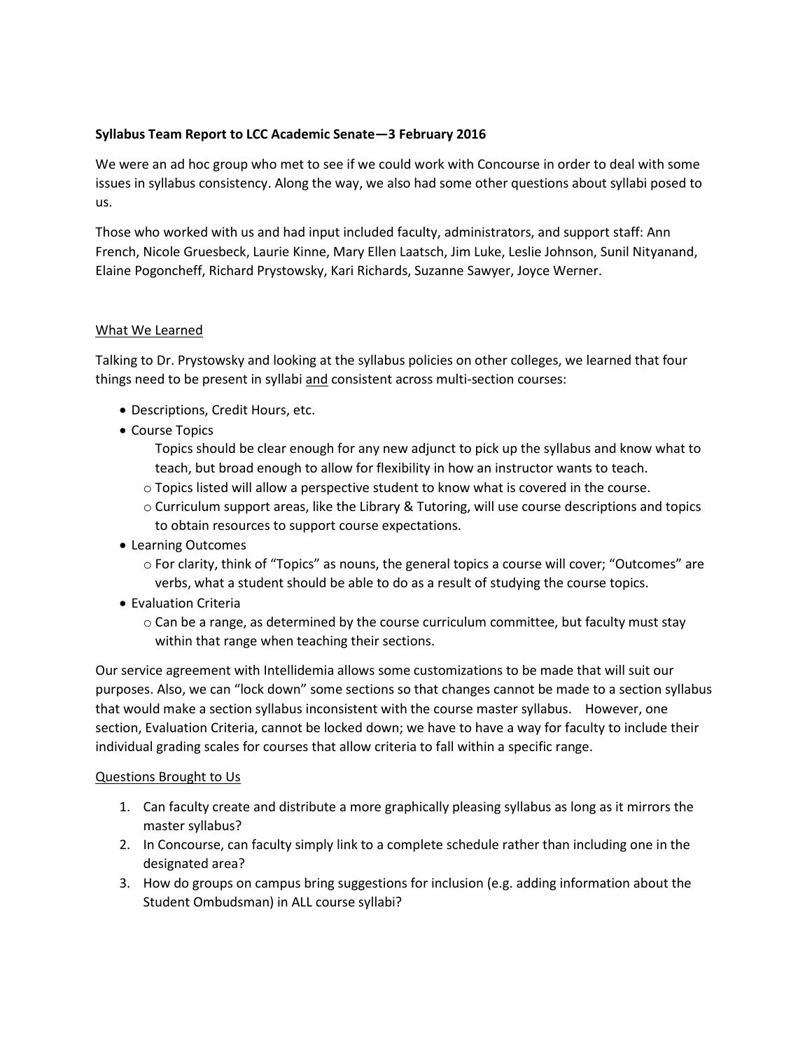**Syllabus Team Report to LCC Academic Senate—3 February 2016**

We were an ad hoc group who met to see if we could work with Concourse in order to deal with some issues in syllabus consistency. Along the way, we also had some other questions about syllabi posed to us.

Those who worked with us and had input included faculty, administrators, and support staff: Ann French, Nicole Gruesbeck, Laurie Kinne, Mary Ellen Laatsch, Jim Luke, Leslie Johnson, Sunil Nityanand, Elaine Pogoncheff, Richard Prystowsky, Kari Richards, Suzanne Sawyer, Joyce Werner.

<u>What We Learned</u>

Talking to Dr. Prystowsky and looking at the syllabus policies on other colleges, we learned that four things need to be present in syllabi <u>and</u> consistent across multi-section courses:

- Descriptions, Credit Hours, etc.
- Course Topics

  Topics should be clear enough for any new adjunct to pick up the syllabus and know what to teach, but broad enough to allow for flexibility in how an instructor wants to teach.
  - Topics listed will allow a perspective student to know what is covered in the course.
  - Curriculum support areas, like the Library & Tutoring, will use course descriptions and topics to obtain resources to support course expectations.
- Learning Outcomes
  - For clarity, think of "Topics" as nouns, the general topics a course will cover; "Outcomes" are verbs, what a student should be able to do as a result of studying the course topics.
- Evaluation Criteria
  - Can be a range, as determined by the course curriculum committee, but faculty must stay within that range when teaching their sections.

Our service agreement with Intellidemia allows some customizations to be made that will suit our purposes. Also, we can "lock down" some sections so that changes cannot be made to a section syllabus that would make a section syllabus inconsistent with the course master syllabus. However, one section, Evaluation Criteria, cannot be locked down; we have to have a way for faculty to include their individual grading scales for courses that allow criteria to fall within a specific range.

<u>Questions Brought to Us</u>

1. Can faculty create and distribute a more graphically pleasing syllabus as long as it mirrors the master syllabus?
2. In Concourse, can faculty simply link to a complete schedule rather than including one in the designated area?
3. How do groups on campus bring suggestions for inclusion (e.g. adding information about the Student Ombudsman) in ALL course syllabi?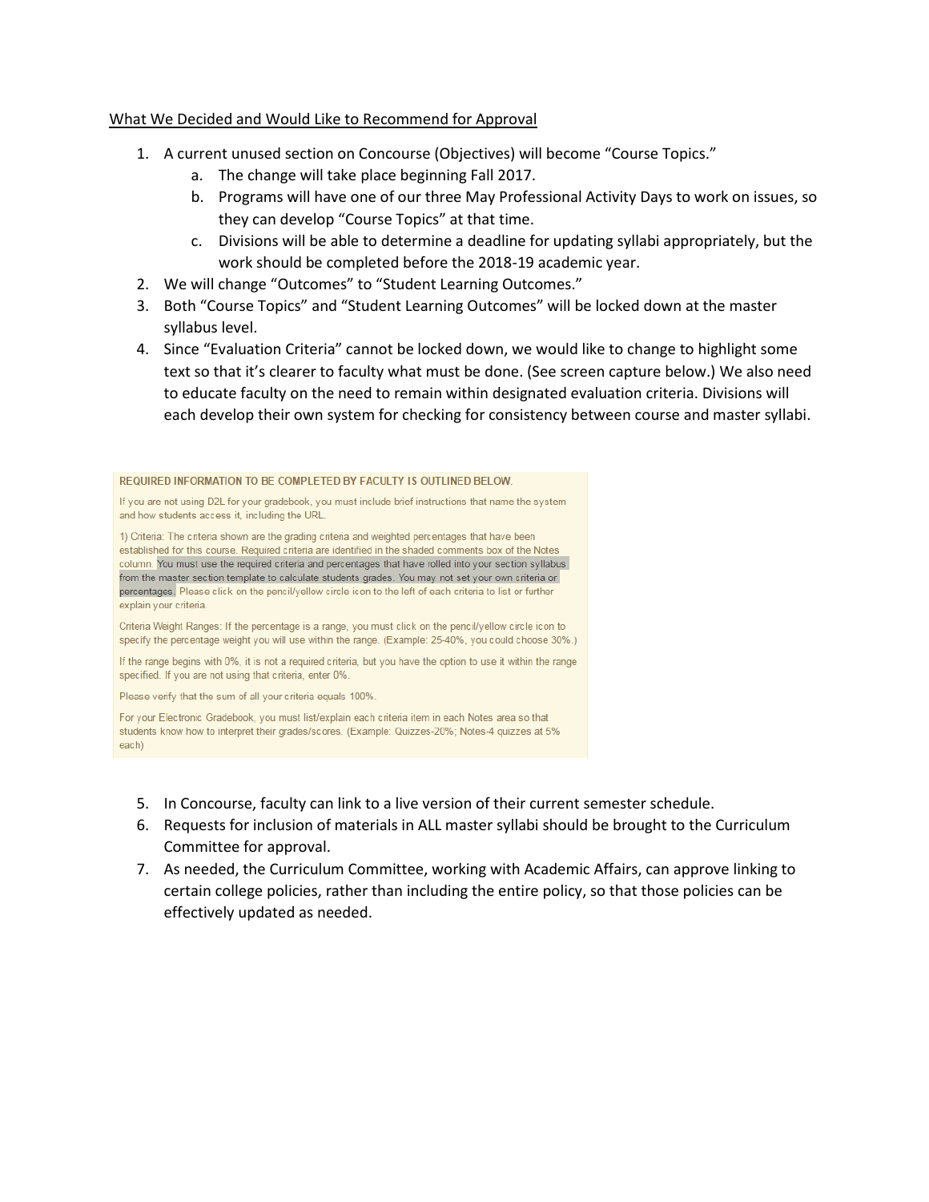<u>What We Decided and Would Like to Recommend for Approval</u>

1. A current unused section on Concourse (Objectives) will become “Course Topics.”
   a. The change will take place beginning Fall 2017.
   b. Programs will have one of our three May Professional Activity Days to work on issues, so they can develop “Course Topics” at that time.
   c. Divisions will be able to determine a deadline for updating syllabi appropriately, but the work should be completed before the 2018-19 academic year.
2. We will change “Outcomes” to “Student Learning Outcomes.”
3. Both “Course Topics” and “Student Learning Outcomes” will be locked down at the master syllabus level.
4. Since “Evaluation Criteria” cannot be locked down, we would like to change to highlight some text so that it’s clearer to faculty what must be done. (See screen capture below.) We also need to educate faculty on the need to remain within designated evaluation criteria. Divisions will each develop their own system for checking for consistency between course and master syllabi.

REQUIRED INFORMATION TO BE COMPLETED BY FACULTY IS OUTLINED BELOW.

If you are not using D2L for your gradebook, you must include brief instructions that name the system and how students access it, including the URL.

1) Criteria: The criteria shown are the grading criteria and weighted percentages that have been established for this course. Required criteria are identified in the shaded comments box of the Notes column. You must use the required criteria and percentages that have rolled into your section syllabus from the master section template to calculate students grades. You may not set your own criteria or percentages. Please click on the pencil/yellow circle icon to the left of each criteria to list or further explain your criteria.

Criteria Weight Ranges: If the percentage is a range, you must click on the pencil/yellow circle icon to specify the percentage weight you will use within the range. (Example: 25-40%, you could choose 30%.)

If the range begins with 0%, it is not a required criteria, but you have the option to use it within the range specified. If you are not using that criteria, enter 0%.

Please verify that the sum of all your criteria equals 100%.

For your Electronic Gradebook, you must list/explain each criteria item in each Notes area so that students know how to interpret their grades/scores. (Example: Quizzes-20%; Notes-4 quizzes at 5% each)

5. In Concourse, faculty can link to a live version of their current semester schedule.
6. Requests for inclusion of materials in ALL master syllabi should be brought to the Curriculum Committee for approval.
7. As needed, the Curriculum Committee, working with Academic Affairs, can approve linking to certain college policies, rather than including the entire policy, so that those policies can be effectively updated as needed.